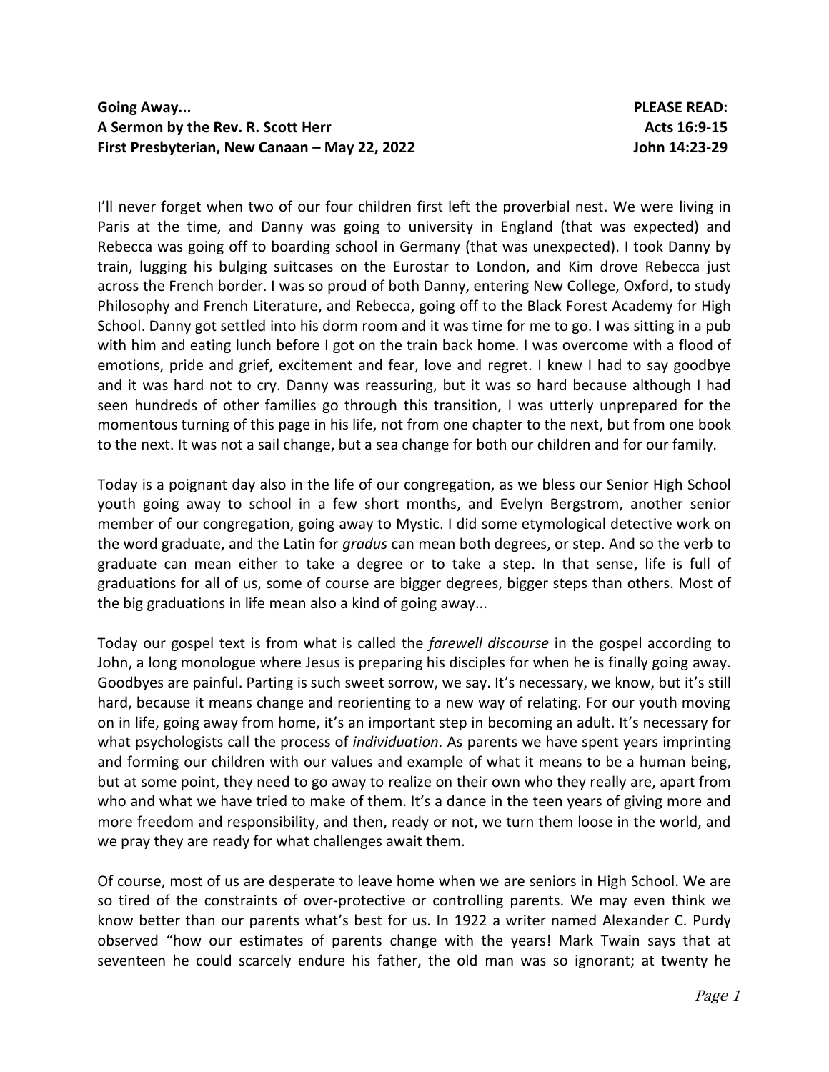**Going Away...**
**A Sermon by the Rev. R. Scott Herr**
**First Presbyterian, New Canaan – May 22, 2022**

**PLEASE READ:**
**Acts 16:9-15**
**John 14:23-29**

I'll never forget when two of our four children first left the proverbial nest. We were living in Paris at the time, and Danny was going to university in England (that was expected) and Rebecca was going off to boarding school in Germany (that was unexpected). I took Danny by train, lugging his bulging suitcases on the Eurostar to London, and Kim drove Rebecca just across the French border. I was so proud of both Danny, entering New College, Oxford, to study Philosophy and French Literature, and Rebecca, going off to the Black Forest Academy for High School. Danny got settled into his dorm room and it was time for me to go. I was sitting in a pub with him and eating lunch before I got on the train back home. I was overcome with a flood of emotions, pride and grief, excitement and fear, love and regret. I knew I had to say goodbye and it was hard not to cry. Danny was reassuring, but it was so hard because although I had seen hundreds of other families go through this transition, I was utterly unprepared for the momentous turning of this page in his life, not from one chapter to the next, but from one book to the next. It was not a sail change, but a sea change for both our children and for our family.

Today is a poignant day also in the life of our congregation, as we bless our Senior High School youth going away to school in a few short months, and Evelyn Bergstrom, another senior member of our congregation, going away to Mystic. I did some etymological detective work on the word graduate, and the Latin for *gradus* can mean both degrees, or step. And so the verb to graduate can mean either to take a degree or to take a step. In that sense, life is full of graduations for all of us, some of course are bigger degrees, bigger steps than others. Most of the big graduations in life mean also a kind of going away...

Today our gospel text is from what is called the *farewell discourse* in the gospel according to John, a long monologue where Jesus is preparing his disciples for when he is finally going away. Goodbyes are painful. Parting is such sweet sorrow, we say. It's necessary, we know, but it's still hard, because it means change and reorienting to a new way of relating. For our youth moving on in life, going away from home, it's an important step in becoming an adult. It's necessary for what psychologists call the process of *individuation*. As parents we have spent years imprinting and forming our children with our values and example of what it means to be a human being, but at some point, they need to go away to realize on their own who they really are, apart from who and what we have tried to make of them. It's a dance in the teen years of giving more and more freedom and responsibility, and then, ready or not, we turn them loose in the world, and we pray they are ready for what challenges await them.

Of course, most of us are desperate to leave home when we are seniors in High School. We are so tired of the constraints of over-protective or controlling parents. We may even think we know better than our parents what's best for us. In 1922 a writer named Alexander C. Purdy observed "how our estimates of parents change with the years! Mark Twain says that at seventeen he could scarcely endure his father, the old man was so ignorant; at twenty he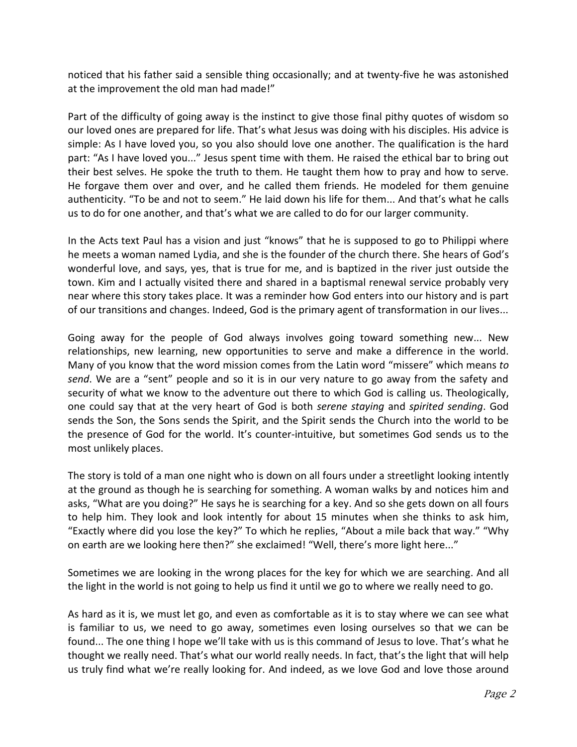noticed that his father said a sensible thing occasionally; and at twenty-five he was astonished at the improvement the old man had made!"

Part of the difficulty of going away is the instinct to give those final pithy quotes of wisdom so our loved ones are prepared for life. That's what Jesus was doing with his disciples. His advice is simple: As I have loved you, so you also should love one another. The qualification is the hard part: "As I have loved you..." Jesus spent time with them. He raised the ethical bar to bring out their best selves. He spoke the truth to them. He taught them how to pray and how to serve. He forgave them over and over, and he called them friends. He modeled for them genuine authenticity. "To be and not to seem." He laid down his life for them... And that's what he calls us to do for one another, and that's what we are called to do for our larger community.

In the Acts text Paul has a vision and just "knows" that he is supposed to go to Philippi where he meets a woman named Lydia, and she is the founder of the church there. She hears of God's wonderful love, and says, yes, that is true for me, and is baptized in the river just outside the town. Kim and I actually visited there and shared in a baptismal renewal service probably very near where this story takes place. It was a reminder how God enters into our history and is part of our transitions and changes. Indeed, God is the primary agent of transformation in our lives...

Going away for the people of God always involves going toward something new... New relationships, new learning, new opportunities to serve and make a difference in the world. Many of you know that the word mission comes from the Latin word "missere" which means *to send*. We are a "sent" people and so it is in our very nature to go away from the safety and security of what we know to the adventure out there to which God is calling us. Theologically, one could say that at the very heart of God is both *serene staying* and *spirited sending*. God sends the Son, the Sons sends the Spirit, and the Spirit sends the Church into the world to be the presence of God for the world. It's counter-intuitive, but sometimes God sends us to the most unlikely places.

The story is told of a man one night who is down on all fours under a streetlight looking intently at the ground as though he is searching for something. A woman walks by and notices him and asks, "What are you doing?" He says he is searching for a key. And so she gets down on all fours to help him. They look and look intently for about 15 minutes when she thinks to ask him, "Exactly where did you lose the key?" To which he replies, "About a mile back that way." "Why on earth are we looking here then?" she exclaimed! "Well, there's more light here..."

Sometimes we are looking in the wrong places for the key for which we are searching. And all the light in the world is not going to help us find it until we go to where we really need to go.

As hard as it is, we must let go, and even as comfortable as it is to stay where we can see what is familiar to us, we need to go away, sometimes even losing ourselves so that we can be found... The one thing I hope we'll take with us is this command of Jesus to love. That's what he thought we really need. That's what our world really needs. In fact, that's the light that will help us truly find what we're really looking for. And indeed, as we love God and love those around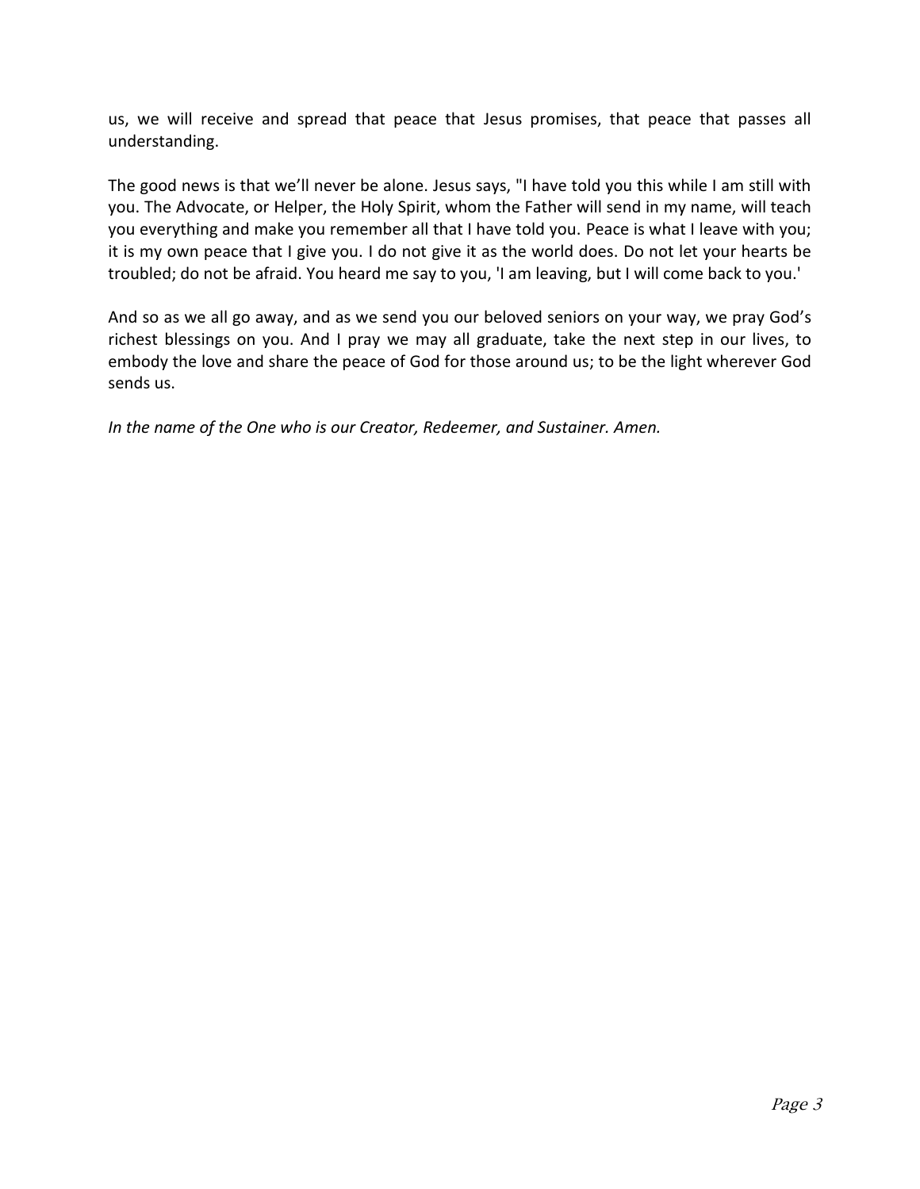us, we will receive and spread that peace that Jesus promises, that peace that passes all understanding.

The good news is that we'll never be alone. Jesus says, "I have told you this while I am still with you. The Advocate, or Helper, the Holy Spirit, whom the Father will send in my name, will teach you everything and make you remember all that I have told you. Peace is what I leave with you; it is my own peace that I give you. I do not give it as the world does. Do not let your hearts be troubled; do not be afraid. You heard me say to you, 'I am leaving, but I will come back to you.'

And so as we all go away, and as we send you our beloved seniors on your way, we pray God's richest blessings on you. And I pray we may all graduate, take the next step in our lives, to embody the love and share the peace of God for those around us; to be the light wherever God sends us.

*In the name of the One who is our Creator, Redeemer, and Sustainer. Amen.*